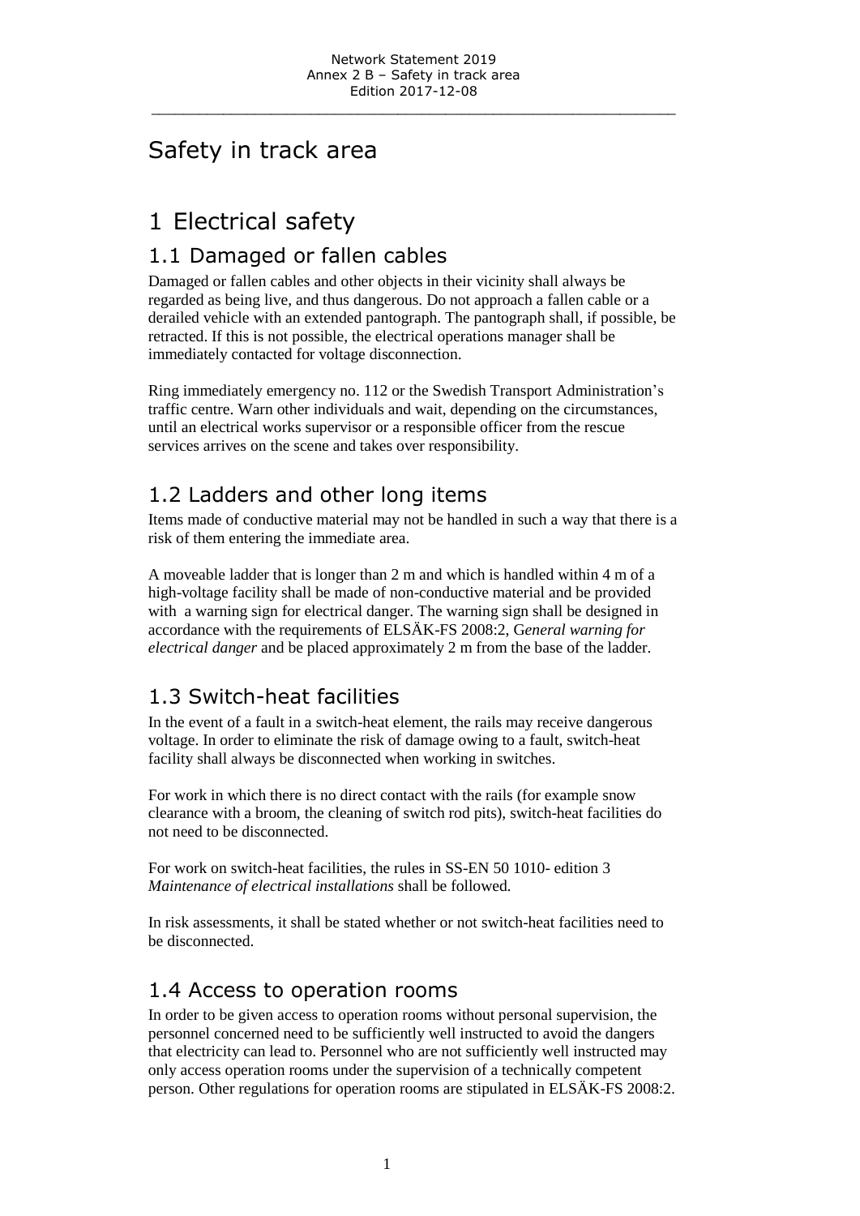# Safety in track area

# 1 Electrical safety

## 1.1 Damaged or fallen cables

Damaged or fallen cables and other objects in their vicinity shall always be regarded as being live, and thus dangerous. Do not approach a fallen cable or a derailed vehicle with an extended pantograph. The pantograph shall, if possible, be retracted. If this is not possible, the electrical operations manager shall be immediately contacted for voltage disconnection.

Ring immediately emergency no. 112 or the Swedish Transport Administration's traffic centre. Warn other individuals and wait, depending on the circumstances, until an electrical works supervisor or a responsible officer from the rescue services arrives on the scene and takes over responsibility.

## 1.2 Ladders and other long items

Items made of conductive material may not be handled in such a way that there is a risk of them entering the immediate area.

A moveable ladder that is longer than 2 m and which is handled within 4 m of a high-voltage facility shall be made of non-conductive material and be provided with a warning sign for electrical danger. The warning sign shall be designed in accordance with the requirements of ELSÄK-FS 2008:2, G*eneral warning for electrical danger* and be placed approximately 2 m from the base of the ladder.

## 1.3 Switch-heat facilities

In the event of a fault in a switch-heat element, the rails may receive dangerous voltage. In order to eliminate the risk of damage owing to a fault, switch-heat facility shall always be disconnected when working in switches.

For work in which there is no direct contact with the rails (for example snow clearance with a broom, the cleaning of switch rod pits), switch-heat facilities do not need to be disconnected.

For work on switch-heat facilities, the rules in SS-EN 50 1010- edition 3 *Maintenance of electrical installations* shall be followed.

In risk assessments, it shall be stated whether or not switch-heat facilities need to be disconnected.

## 1.4 Access to operation rooms

In order to be given access to operation rooms without personal supervision, the personnel concerned need to be sufficiently well instructed to avoid the dangers that electricity can lead to. Personnel who are not sufficiently well instructed may only access operation rooms under the supervision of a technically competent person. Other regulations for operation rooms are stipulated in ELSÄK-FS 2008:2.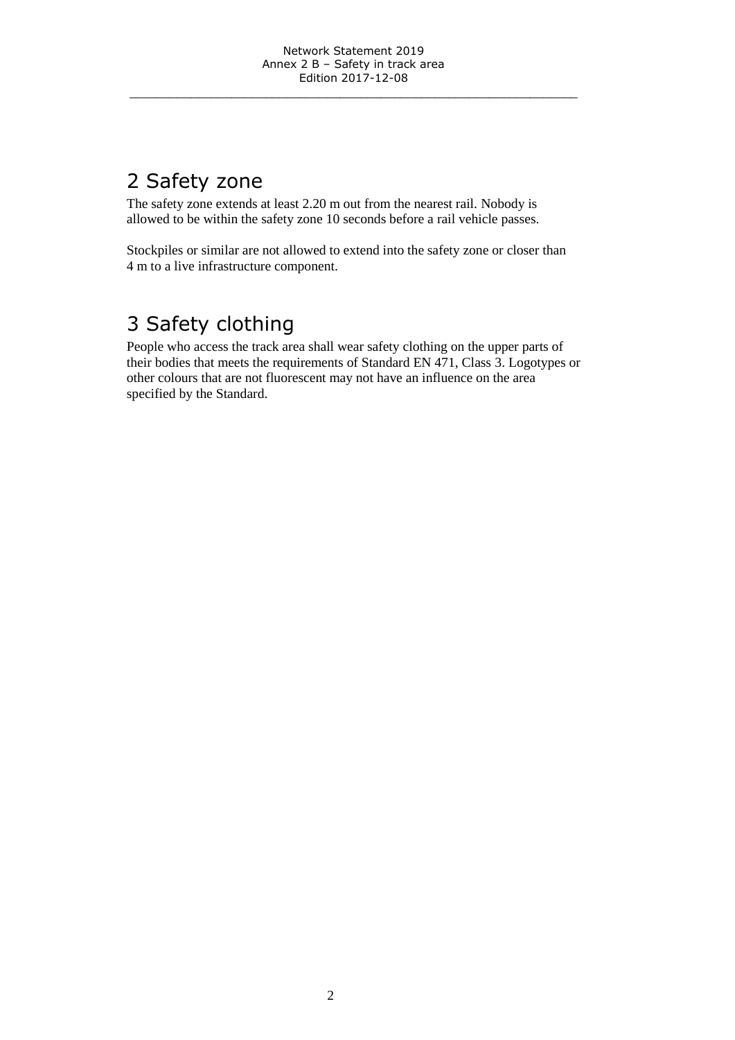# 2 Safety zone

The safety zone extends at least 2.20 m out from the nearest rail. Nobody is allowed to be within the safety zone 10 seconds before a rail vehicle passes.

Stockpiles or similar are not allowed to extend into the safety zone or closer than 4 m to a live infrastructure component.

# 3 Safety clothing

People who access the track area shall wear safety clothing on the upper parts of their bodies that meets the requirements of Standard EN 471, Class 3. Logotypes or other colours that are not fluorescent may not have an influence on the area specified by the Standard.